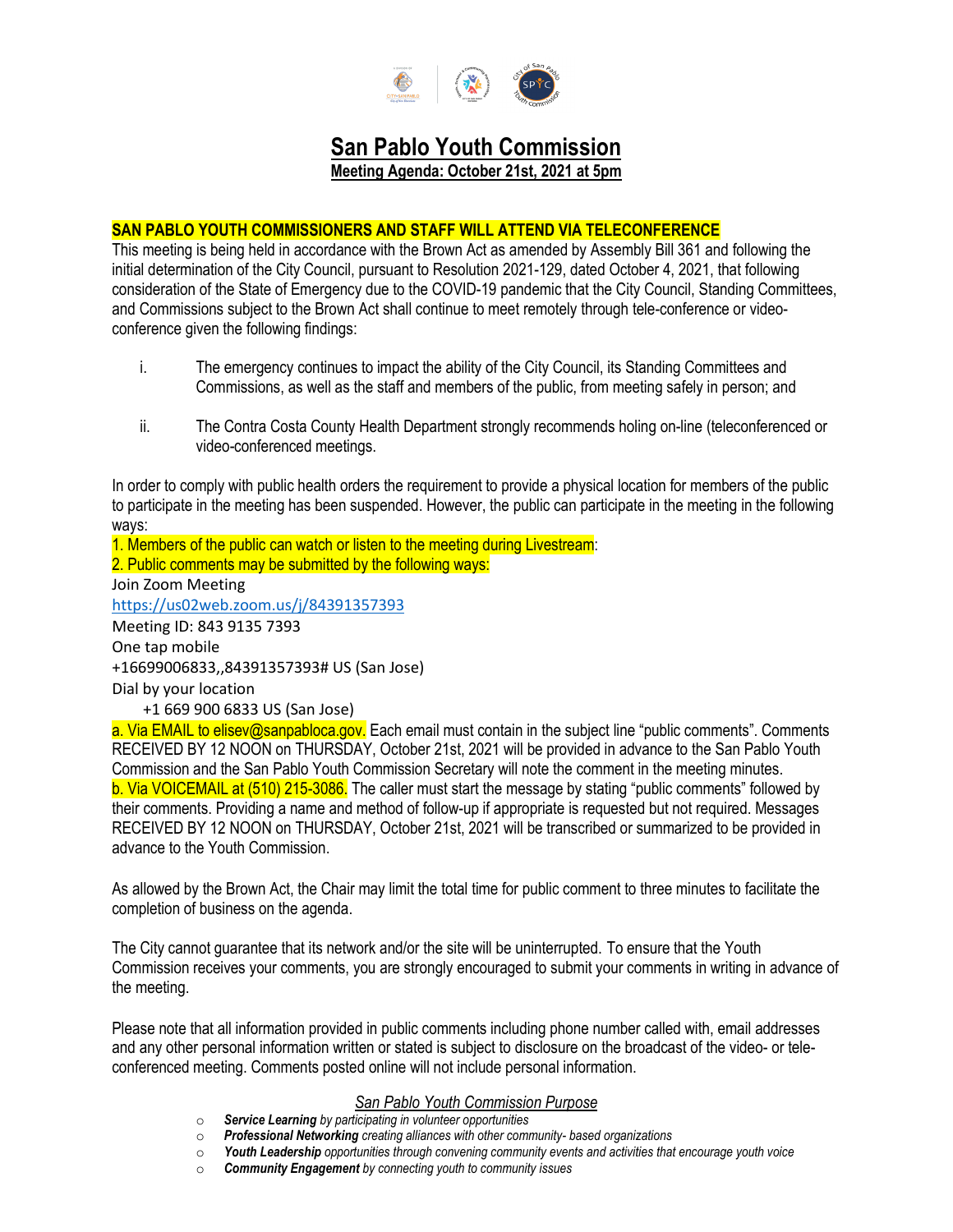# San Pablo Youth Commission

**Meeting Agenda: October 21st, 2021 at 5pm**

**SAN PABLO YOUTH COMMISSIONERS AND STAFF WILL ATTEND VIA TELECONFERENCE**

This meeting is being held in accordance with the Brown Act as amended by Assembly Bill 361 and following the initial determination of the City Council, pursuant to Resolution 2021-129, dated October 4, 2021, that following consideration of the State of Emergency due to the COVID-19 pandemic that the City Council, Standing Committees, and Commissions subject to the Brown Act shall continue to meet remotely through tele-conference or video-conference given the following findings:

i. The emergency continues to impact the ability of the City Council, its Standing Committees and Commissions, as well as the staff and members of the public, from meeting safely in person; and

ii. The Contra Costa County Health Department strongly recommends holing on-line (teleconferenced or video-conferenced meetings.

In order to comply with public health orders the requirement to provide a physical location for members of the public to participate in the meeting has been suspended. However, the public can participate in the meeting in the following ways:

1. Members of the public can watch or listen to the meeting during Livestream:
2. Public comments may be submitted by the following ways:

Join Zoom Meeting
https://us02web.zoom.us/j/84391357393
Meeting ID: 843 9135 7393
One tap mobile
+16699006833,,84391357393# US (San Jose)
Dial by your location
+1 669 900 6833 US (San Jose)

a. Via EMAIL to elisev@sanpabloca.gov. Each email must contain in the subject line "public comments". Comments RECEIVED BY 12 NOON on THURSDAY, October 21st, 2021 will be provided in advance to the San Pablo Youth Commission and the San Pablo Youth Commission Secretary will note the comment in the meeting minutes.

b. Via VOICEMAIL at (510) 215-3086. The caller must start the message by stating "public comments" followed by their comments. Providing a name and method of follow-up if appropriate is requested but not required. Messages RECEIVED BY 12 NOON on THURSDAY, October 21st, 2021 will be transcribed or summarized to be provided in advance to the Youth Commission.

As allowed by the Brown Act, the Chair may limit the total time for public comment to three minutes to facilitate the completion of business on the agenda.

The City cannot guarantee that its network and/or the site will be uninterrupted. To ensure that the Youth Commission receives your comments, you are strongly encouraged to submit your comments in writing in advance of the meeting.

Please note that all information provided in public comments including phone number called with, email addresses and any other personal information written or stated is subject to disclosure on the broadcast of the video- or tele-conferenced meeting. Comments posted online will not include personal information.

*San Pablo Youth Commission Purpose*

- ***Service Learning*** *by participating in volunteer opportunities*
- ***Professional Networking*** *creating alliances with other community- based organizations*
- ***Youth Leadership*** *opportunities through convening community events and activities that encourage youth voice*
- ***Community Engagement*** *by connecting youth to community issues*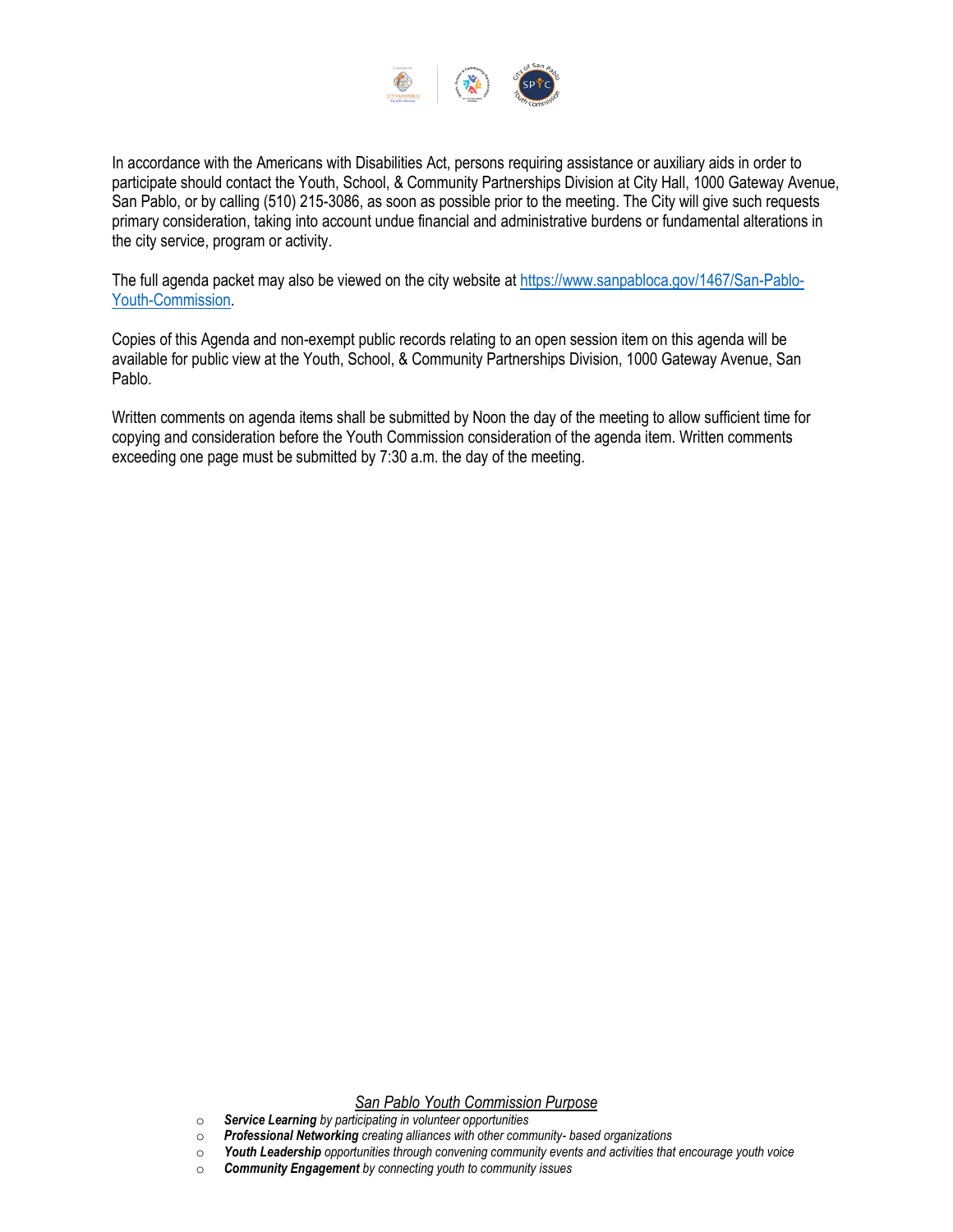In accordance with the Americans with Disabilities Act, persons requiring assistance or auxiliary aids in order to participate should contact the Youth, School, & Community Partnerships Division at City Hall, 1000 Gateway Avenue, San Pablo, or by calling (510) 215-3086, as soon as possible prior to the meeting. The City will give such requests primary consideration, taking into account undue financial and administrative burdens or fundamental alterations in the city service, program or activity.

The full agenda packet may also be viewed on the city website at [https://www.sanpabloca.gov/1467/San-Pablo-Youth-Commission](https://www.sanpabloca.gov/1467/San-Pablo-Youth-Commission).

Copies of this Agenda and non-exempt public records relating to an open session item on this agenda will be available for public view at the Youth, School, & Community Partnerships Division, 1000 Gateway Avenue, San Pablo.

Written comments on agenda items shall be submitted by Noon the day of the meeting to allow sufficient time for copying and consideration before the Youth Commission consideration of the agenda item. Written comments exceeding one page must be submitted by 7:30 a.m. the day of the meeting.

*San Pablo Youth Commission Purpose*

- ***Service Learning*** *by participating in volunteer opportunities*
- ***Professional Networking*** *creating alliances with other community- based organizations*
- ***Youth Leadership*** *opportunities through convening community events and activities that encourage youth voice*
- ***Community Engagement*** *by connecting youth to community issues*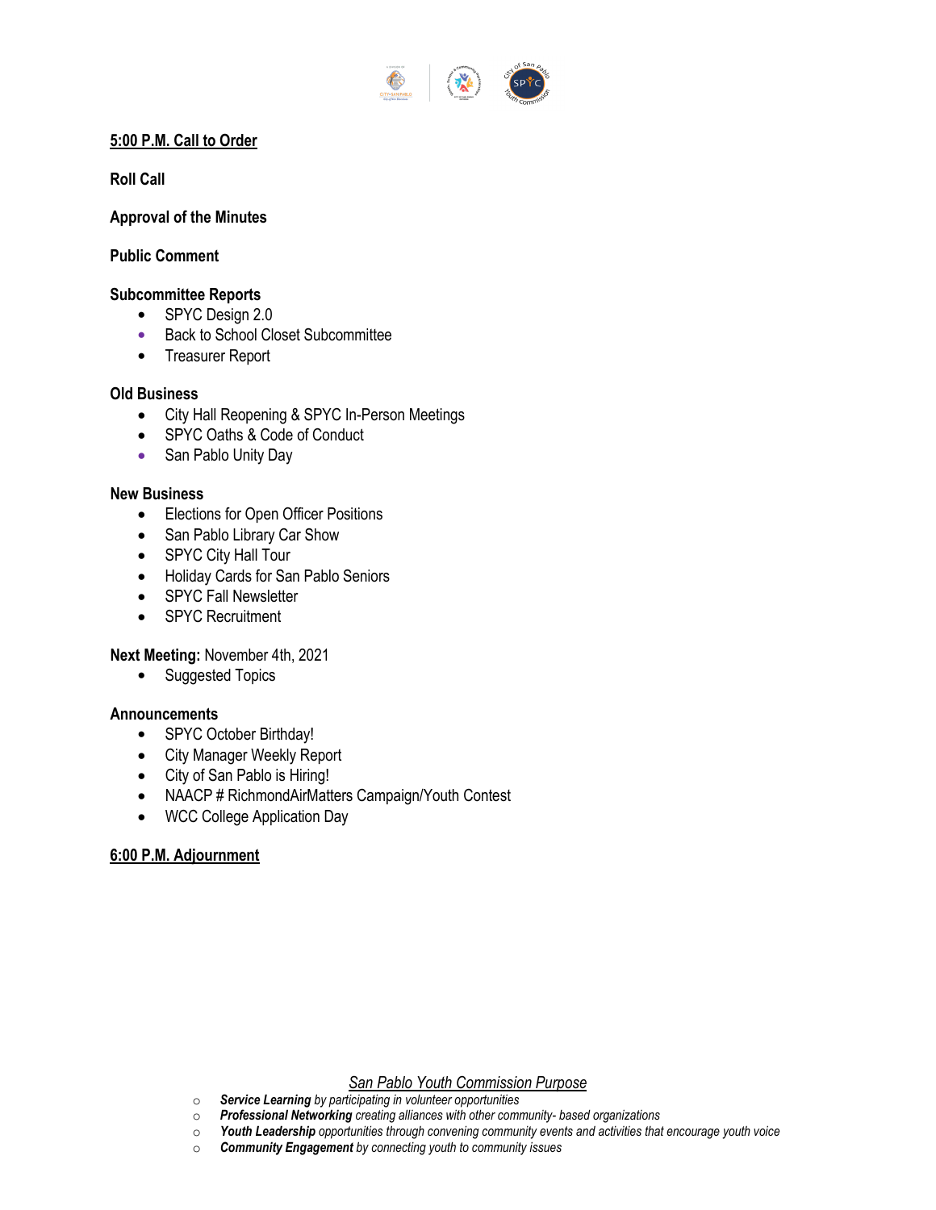**5:00 P.M. Call to Order**

**Roll Call**

**Approval of the Minutes**

**Public Comment**

**Subcommittee Reports**

- SPYC Design 2.0
- Back to School Closet Subcommittee
- Treasurer Report

**Old Business**

- City Hall Reopening & SPYC In-Person Meetings
- SPYC Oaths & Code of Conduct
- San Pablo Unity Day

**New Business**

- Elections for Open Officer Positions
- San Pablo Library Car Show
- SPYC City Hall Tour
- Holiday Cards for San Pablo Seniors
- SPYC Fall Newsletter
- SPYC Recruitment

**Next Meeting:** November 4th, 2021

- Suggested Topics

**Announcements**

- SPYC October Birthday!
- City Manager Weekly Report
- City of San Pablo is Hiring!
- NAACP # RichmondAirMatters Campaign/Youth Contest
- WCC College Application Day

**6:00 P.M. Adjournment**

*San Pablo Youth Commission Purpose*

- ***Service Learning*** *by participating in volunteer opportunities*
- ***Professional Networking*** *creating alliances with other community- based organizations*
- ***Youth Leadership*** *opportunities through convening community events and activities that encourage youth voice*
- ***Community Engagement*** *by connecting youth to community issues*